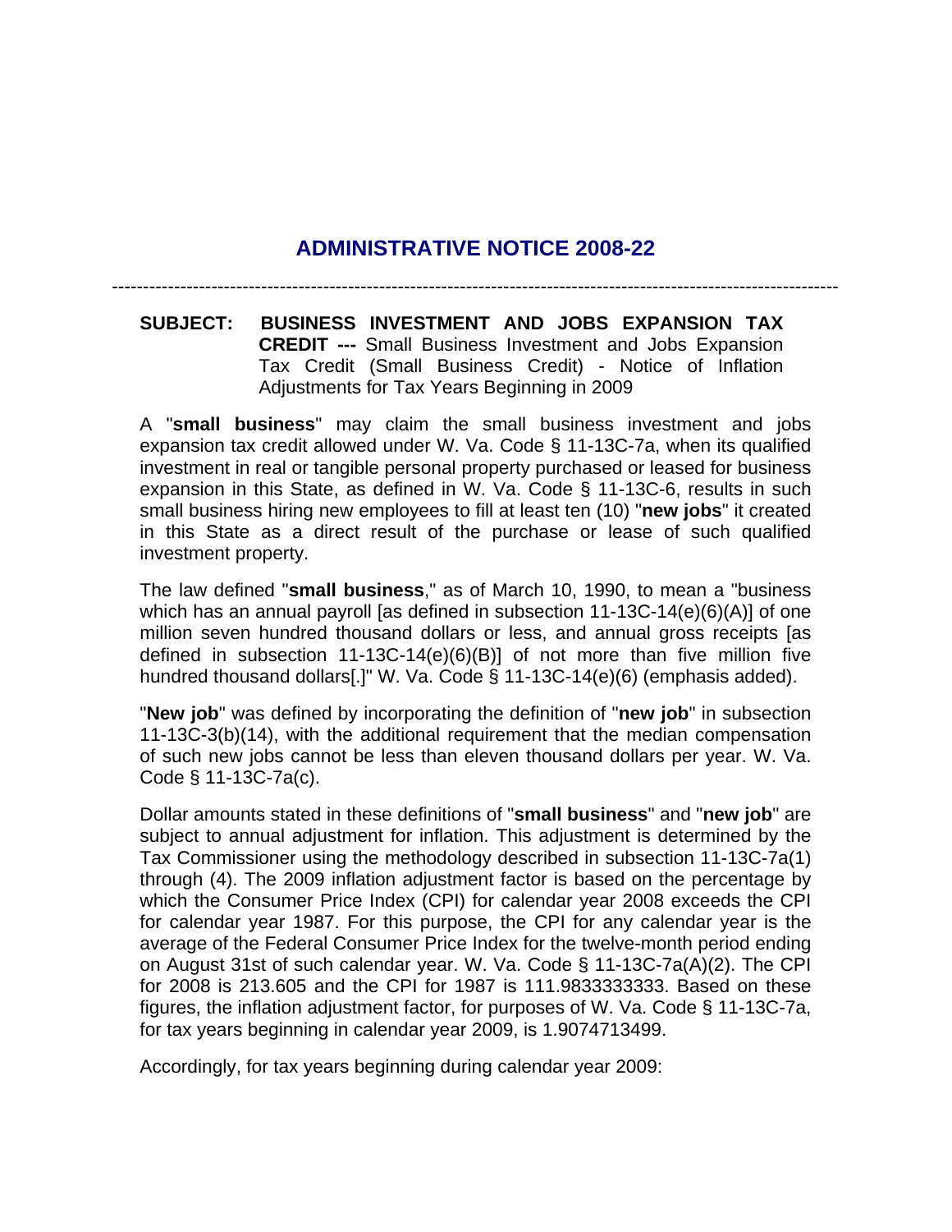# ADMINISTRATIVE NOTICE 2008-22

---

**SUBJECT: BUSINESS INVESTMENT AND JOBS EXPANSION TAX CREDIT ---** Small Business Investment and Jobs Expansion Tax Credit (Small Business Credit) - Notice of Inflation Adjustments for Tax Years Beginning in 2009

A "**small business**" may claim the small business investment and jobs expansion tax credit allowed under W. Va. Code § 11-13C-7a, when its qualified investment in real or tangible personal property purchased or leased for business expansion in this State, as defined in W. Va. Code § 11-13C-6, results in such small business hiring new employees to fill at least ten (10) "**new jobs**" it created in this State as a direct result of the purchase or lease of such qualified investment property.

The law defined "**small business**," as of March 10, 1990, to mean a "business which has an annual payroll [as defined in subsection 11-13C-14(e)(6)(A)] of one million seven hundred thousand dollars or less, and annual gross receipts [as defined in subsection 11-13C-14(e)(6)(B)] of not more than five million five hundred thousand dollars[.]" W. Va. Code § 11-13C-14(e)(6) (emphasis added).

"**New job**" was defined by incorporating the definition of "**new job**" in subsection 11-13C-3(b)(14), with the additional requirement that the median compensation of such new jobs cannot be less than eleven thousand dollars per year. W. Va. Code § 11-13C-7a(c).

Dollar amounts stated in these definitions of "**small business**" and "**new job**" are subject to annual adjustment for inflation. This adjustment is determined by the Tax Commissioner using the methodology described in subsection 11-13C-7a(1) through (4). The 2009 inflation adjustment factor is based on the percentage by which the Consumer Price Index (CPI) for calendar year 2008 exceeds the CPI for calendar year 1987. For this purpose, the CPI for any calendar year is the average of the Federal Consumer Price Index for the twelve-month period ending on August 31st of such calendar year. W. Va. Code § 11-13C-7a(A)(2). The CPI for 2008 is 213.605 and the CPI for 1987 is 111.9833333333. Based on these figures, the inflation adjustment factor, for purposes of W. Va. Code § 11-13C-7a, for tax years beginning in calendar year 2009, is 1.9074713499.

Accordingly, for tax years beginning during calendar year 2009: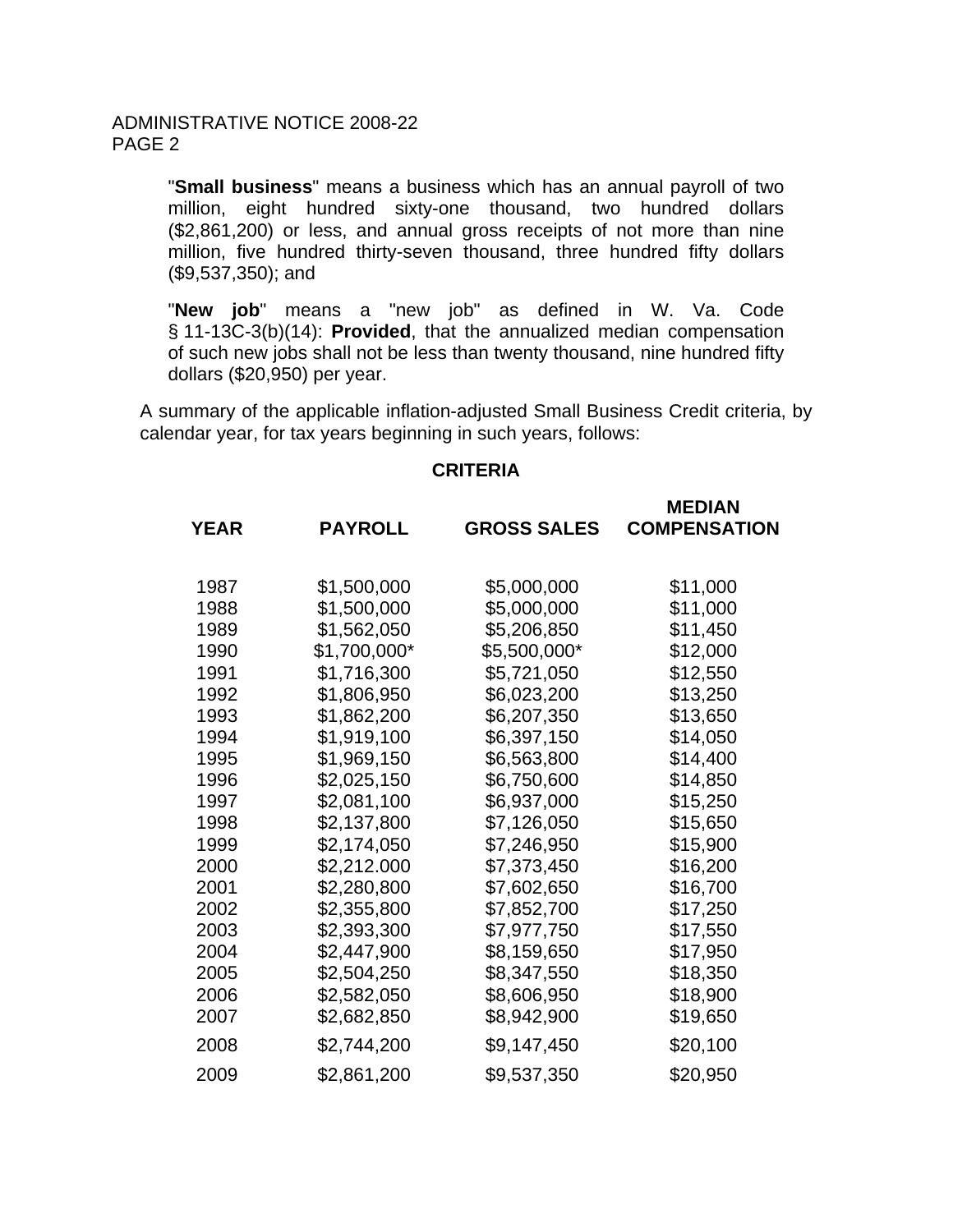"**Small business**" means a business which has an annual payroll of two million, eight hundred sixty-one thousand, two hundred dollars ($2,861,200) or less, and annual gross receipts of not more than nine million, five hundred thirty-seven thousand, three hundred fifty dollars ($9,537,350); and

"**New job**" means a "new job" as defined in W. Va. Code § 11-13C-3(b)(14): **Provided**, that the annualized median compensation of such new jobs shall not be less than twenty thousand, nine hundred fifty dollars ($20,950) per year.

A summary of the applicable inflation-adjusted Small Business Credit criteria, by calendar year, for tax years beginning in such years, follows:

**CRITERIA**

| YEAR | PAYROLL | GROSS SALES | MEDIAN COMPENSATION |
|---|---|---|---|
| 1987 | $1,500,000 | $5,000,000 | $11,000 |
| 1988 | $1,500,000 | $5,000,000 | $11,000 |
| 1989 | $1,562,050 | $5,206,850 | $11,450 |
| 1990 | $1,700,000* | $5,500,000* | $12,000 |
| 1991 | $1,716,300 | $5,721,050 | $12,550 |
| 1992 | $1,806,950 | $6,023,200 | $13,250 |
| 1993 | $1,862,200 | $6,207,350 | $13,650 |
| 1994 | $1,919,100 | $6,397,150 | $14,050 |
| 1995 | $1,969,150 | $6,563,800 | $14,400 |
| 1996 | $2,025,150 | $6,750,600 | $14,850 |
| 1997 | $2,081,100 | $6,937,000 | $15,250 |
| 1998 | $2,137,800 | $7,126,050 | $15,650 |
| 1999 | $2,174,050 | $7,246,950 | $15,900 |
| 2000 | $2,212.000 | $7,373,450 | $16,200 |
| 2001 | $2,280,800 | $7,602,650 | $16,700 |
| 2002 | $2,355,800 | $7,852,700 | $17,250 |
| 2003 | $2,393,300 | $7,977,750 | $17,550 |
| 2004 | $2,447,900 | $8,159,650 | $17,950 |
| 2005 | $2,504,250 | $8,347,550 | $18,350 |
| 2006 | $2,582,050 | $8,606,950 | $18,900 |
| 2007 | $2,682,850 | $8,942,900 | $19,650 |
| 2008 | $2,744,200 | $9,147,450 | $20,100 |
| 2009 | $2,861,200 | $9,537,350 | $20,950 |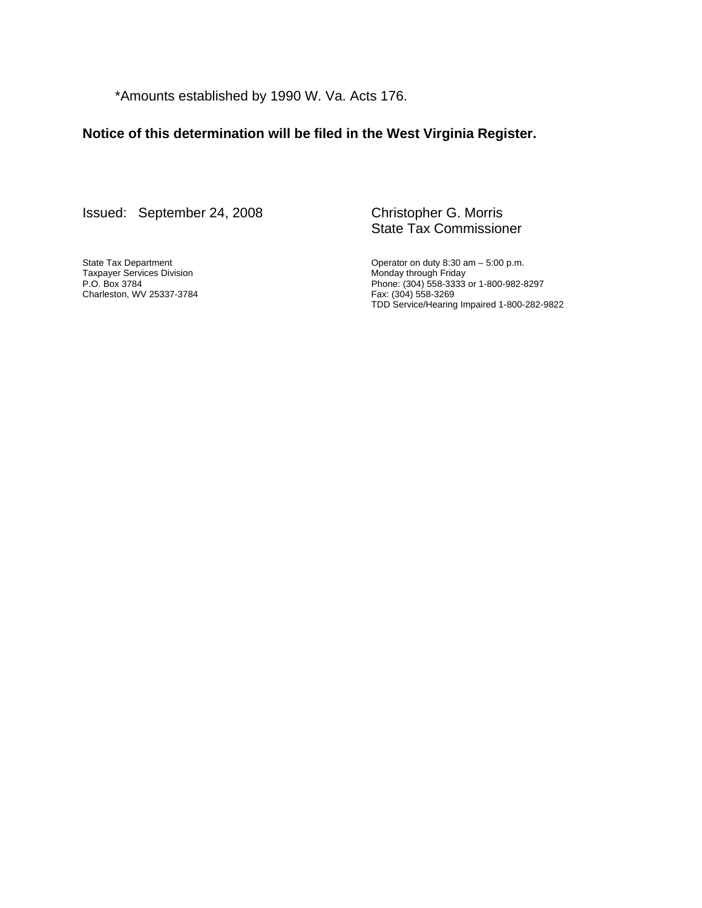*Amounts established by 1990 W. Va. Acts 176.

**Notice of this determination will be filed in the West Virginia Register.**

Issued: September 24, 2008

Christopher G. Morris
State Tax Commissioner

State Tax Department
Taxpayer Services Division
P.O. Box 3784
Charleston, WV 25337-3784

Operator on duty 8:30 am – 5:00 p.m.
Monday through Friday
Phone: (304) 558-3333 or 1-800-982-8297
Fax: (304) 558-3269
TDD Service/Hearing Impaired 1-800-282-9822